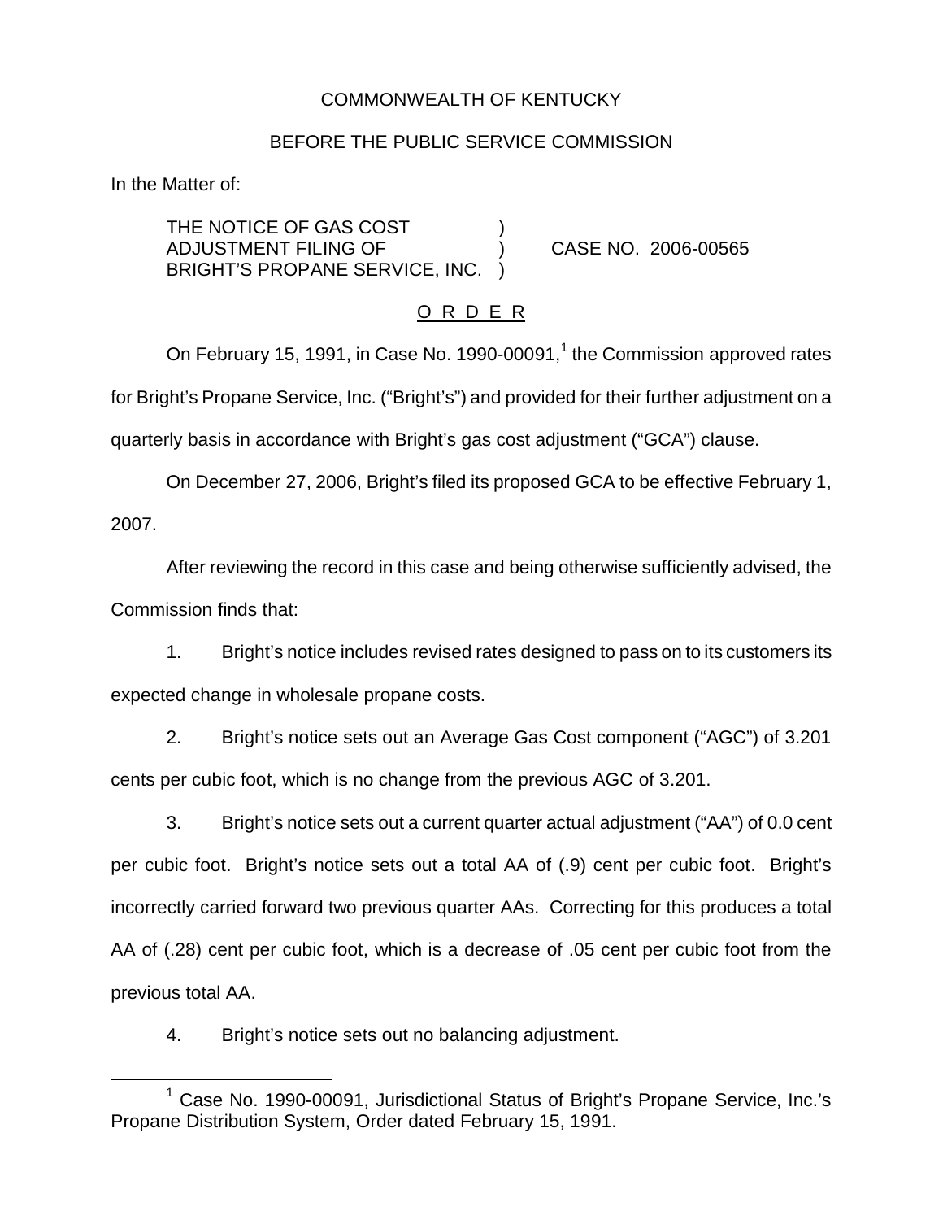COMMONWEALTH OF KENTUCKY

BEFORE THE PUBLIC SERVICE COMMISSION

In the Matter of:

THE NOTICE OF GAS COST ADJUSTMENT FILING OF BRIGHT'S PROPANE SERVICE, INC. ) CASE NO. 2006-00565

O R D E R

On February 15, 1991, in Case No. 1990-00091,[1] the Commission approved rates for Bright's Propane Service, Inc. ("Bright's") and provided for their further adjustment on a quarterly basis in accordance with Bright's gas cost adjustment ("GCA") clause.

On December 27, 2006, Bright's filed its proposed GCA to be effective February 1, 2007.

After reviewing the record in this case and being otherwise sufficiently advised, the Commission finds that:

1. Bright's notice includes revised rates designed to pass on to its customers its expected change in wholesale propane costs.

2. Bright's notice sets out an Average Gas Cost component ("AGC") of 3.201 cents per cubic foot, which is no change from the previous AGC of 3.201.

3. Bright's notice sets out a current quarter actual adjustment ("AA") of 0.0 cent per cubic foot. Bright's notice sets out a total AA of (.9) cent per cubic foot. Bright's incorrectly carried forward two previous quarter AAs. Correcting for this produces a total AA of (.28) cent per cubic foot, which is a decrease of .05 cent per cubic foot from the previous total AA.

4. Bright's notice sets out no balancing adjustment.

[1] Case No. 1990-00091, Jurisdictional Status of Bright's Propane Service, Inc.'s Propane Distribution System, Order dated February 15, 1991.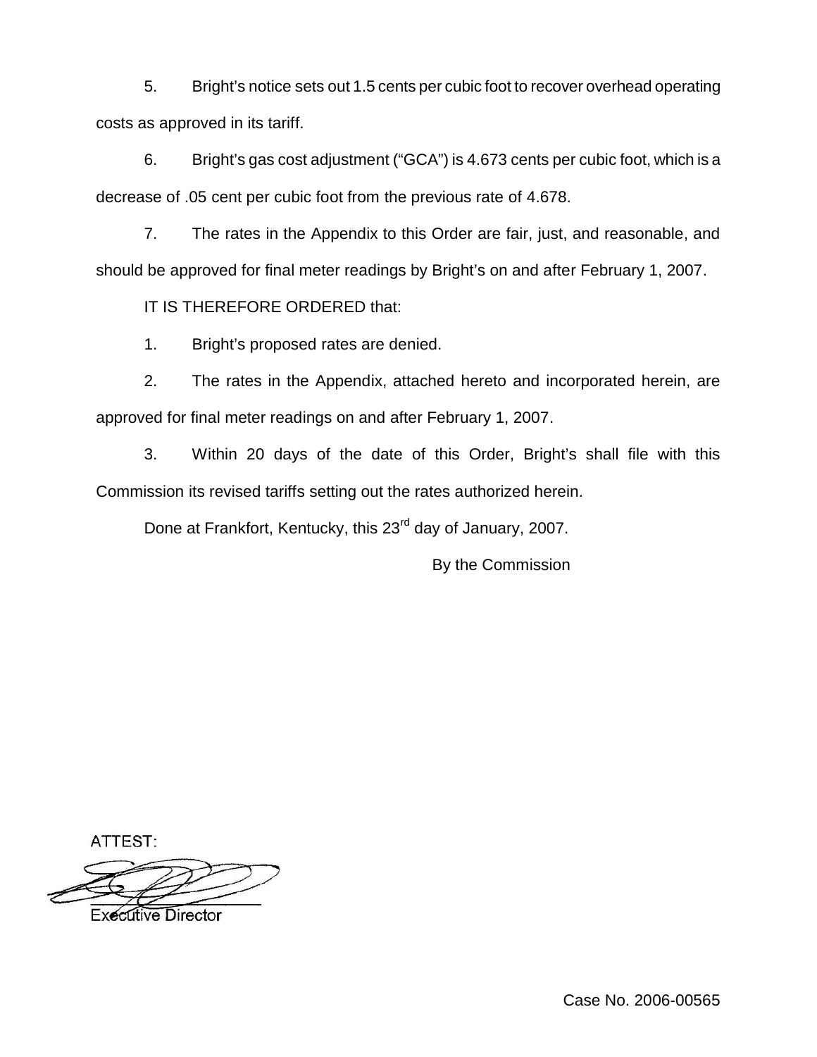5. Bright's notice sets out 1.5 cents per cubic foot to recover overhead operating costs as approved in its tariff.

6. Bright's gas cost adjustment ("GCA") is 4.673 cents per cubic foot, which is a decrease of .05 cent per cubic foot from the previous rate of 4.678.

7. The rates in the Appendix to this Order are fair, just, and reasonable, and should be approved for final meter readings by Bright's on and after February 1, 2007.

IT IS THEREFORE ORDERED that:

1. Bright's proposed rates are denied.

2. The rates in the Appendix, attached hereto and incorporated herein, are approved for final meter readings on and after February 1, 2007.

3. Within 20 days of the date of this Order, Bright's shall file with this Commission its revised tariffs setting out the rates authorized herein.

Done at Frankfort, Kentucky, this 23rd day of January, 2007.

By the Commission

ATTEST:

Executive Director

Case No. 2006-00565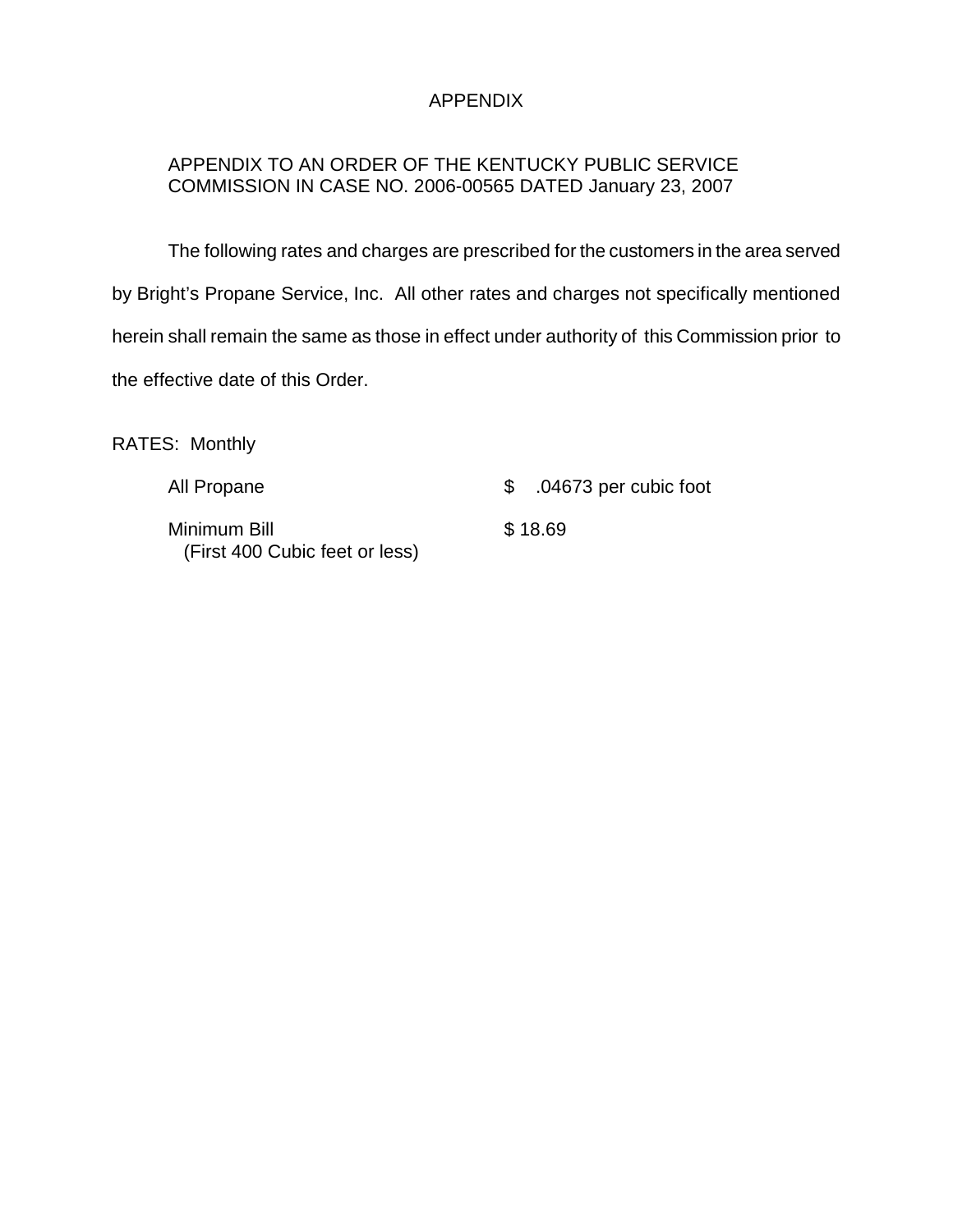# APPENDIX

APPENDIX TO AN ORDER OF THE KENTUCKY PUBLIC SERVICE COMMISSION IN CASE NO. 2006-00565 DATED January 23, 2007

The following rates and charges are prescribed for the customers in the area served by Bright's Propane Service, Inc. All other rates and charges not specifically mentioned herein shall remain the same as those in effect under authority of this Commission prior to the effective date of this Order.

RATES: Monthly

| | |
|---|---|
| All Propane | $ .04673 per cubic foot |
| Minimum Bill (First 400 Cubic feet or less) | $ 18.69 |